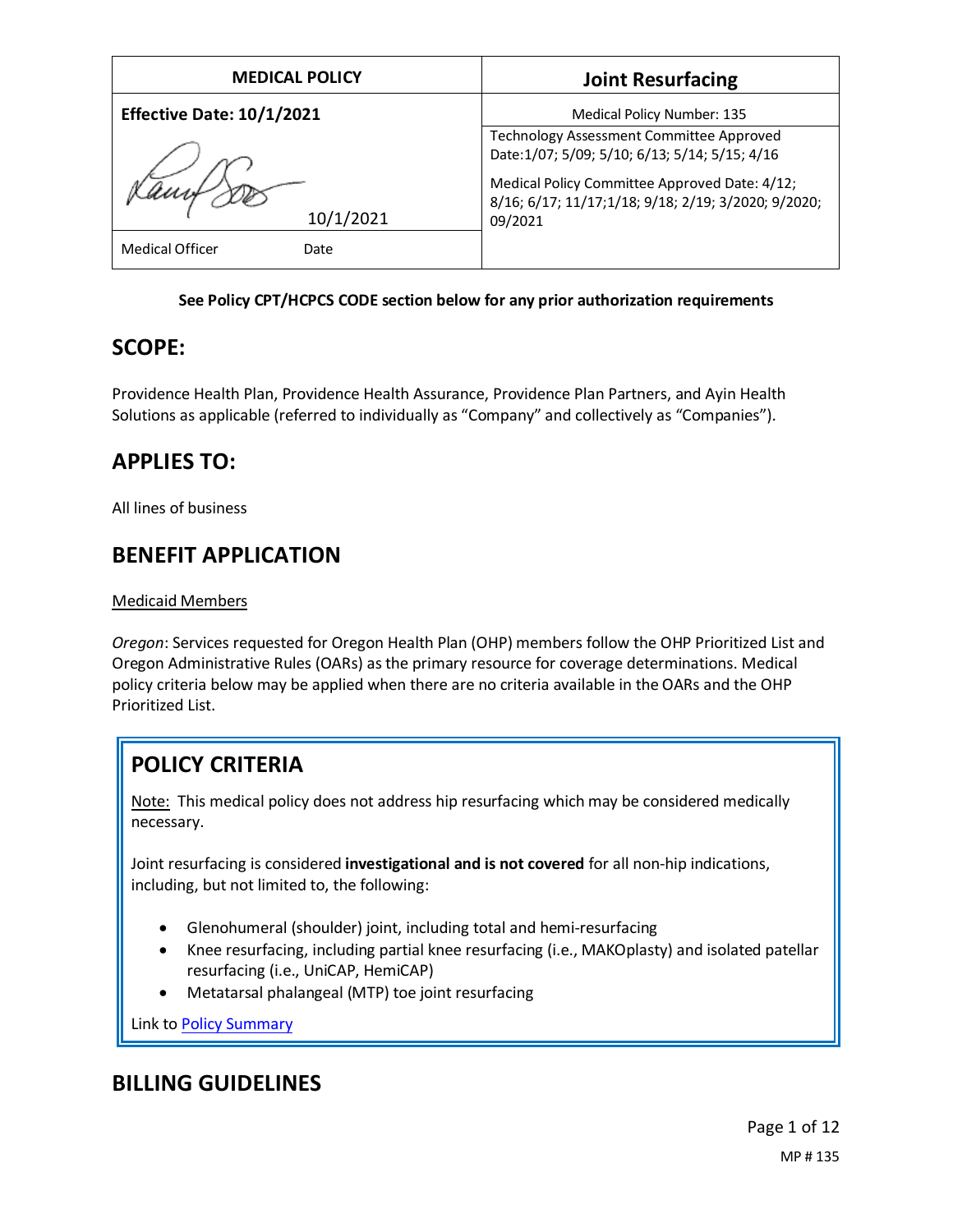| MEDICAL POLICY | Joint Resurfacing |
|---|---|
| **Effective Date: 10/1/2021** | Medical Policy Number: 135 |
| 10/1/2021 | Technology Assessment Committee Approved Date:1/07; 5/09; 5/10; 6/13; 5/14; 5/15; 4/16<br><br>Medical Policy Committee Approved Date: 4/12; 8/16; 6/17; 11/17;1/18; 9/18; 2/19; 3/2020; 9/2020; 09/2021 |
| Medical Officer Date | |

**See Policy CPT/HCPCS CODE section below for any prior authorization requirements**

## SCOPE:

Providence Health Plan, Providence Health Assurance, Providence Plan Partners, and Ayin Health Solutions as applicable (referred to individually as "Company" and collectively as "Companies").

## APPLIES TO:

All lines of business

## BENEFIT APPLICATION

Medicaid Members

*Oregon*: Services requested for Oregon Health Plan (OHP) members follow the OHP Prioritized List and Oregon Administrative Rules (OARs) as the primary resource for coverage determinations. Medical policy criteria below may be applied when there are no criteria available in the OARs and the OHP Prioritized List.

## POLICY CRITERIA

Note: This medical policy does not address hip resurfacing which may be considered medically necessary.

Joint resurfacing is considered **investigational and is not covered** for all non-hip indications, including, but not limited to, the following:

- Glenohumeral (shoulder) joint, including total and hemi-resurfacing
- Knee resurfacing, including partial knee resurfacing (i.e., MAKOplasty) and isolated patellar resurfacing (i.e., UniCAP, HemiCAP)
- Metatarsal phalangeal (MTP) toe joint resurfacing

Link to Policy Summary

## BILLING GUIDELINES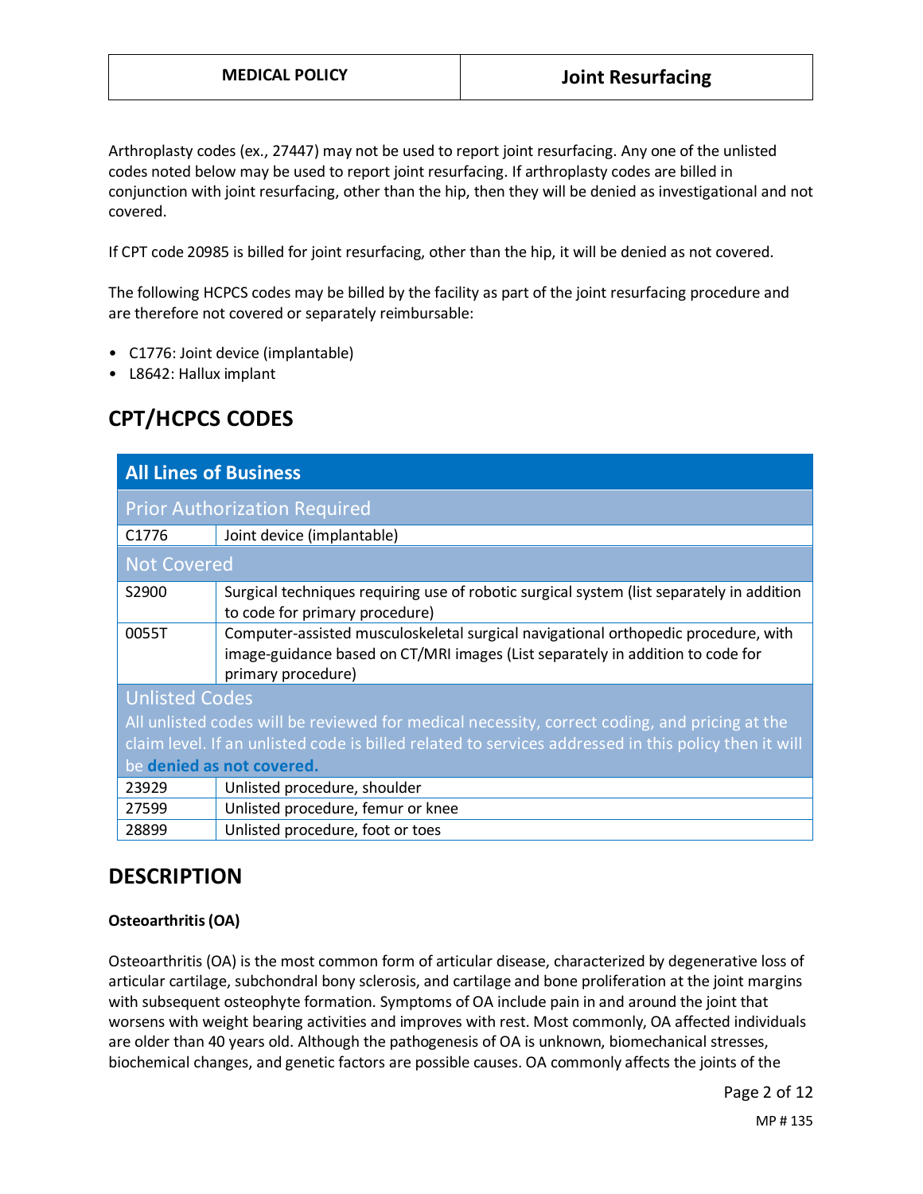Arthroplasty codes (ex., 27447) may not be used to report joint resurfacing. Any one of the unlisted codes noted below may be used to report joint resurfacing. If arthroplasty codes are billed in conjunction with joint resurfacing, other than the hip, then they will be denied as investigational and not covered.

If CPT code 20985 is billed for joint resurfacing, other than the hip, it will be denied as not covered.

The following HCPCS codes may be billed by the facility as part of the joint resurfacing procedure and are therefore not covered or separately reimbursable:

- C1776: Joint device (implantable)
- L8642: Hallux implant

## CPT/HCPCS CODES

| All Lines of Business | |
|---|---|
| **Prior Authorization Required** | |
| C1776 | Joint device (implantable) |
| **Not Covered** | |
| S2900 | Surgical techniques requiring use of robotic surgical system (list separately in addition to code for primary procedure) |
| 0055T | Computer-assisted musculoskeletal surgical navigational orthopedic procedure, with image-guidance based on CT/MRI images (List separately in addition to code for primary procedure) |
| **Unlisted Codes** All unlisted codes will be reviewed for medical necessity, correct coding, and pricing at the claim level. If an unlisted code is billed related to services addressed in this policy then it will be **denied as not covered.** | |
| 23929 | Unlisted procedure, shoulder |
| 27599 | Unlisted procedure, femur or knee |
| 28899 | Unlisted procedure, foot or toes |

## DESCRIPTION

**Osteoarthritis (OA)**

Osteoarthritis (OA) is the most common form of articular disease, characterized by degenerative loss of articular cartilage, subchondral bony sclerosis, and cartilage and bone proliferation at the joint margins with subsequent osteophyte formation. Symptoms of OA include pain in and around the joint that worsens with weight bearing activities and improves with rest. Most commonly, OA affected individuals are older than 40 years old. Although the pathogenesis of OA is unknown, biomechanical stresses, biochemical changes, and genetic factors are possible causes. OA commonly affects the joints of the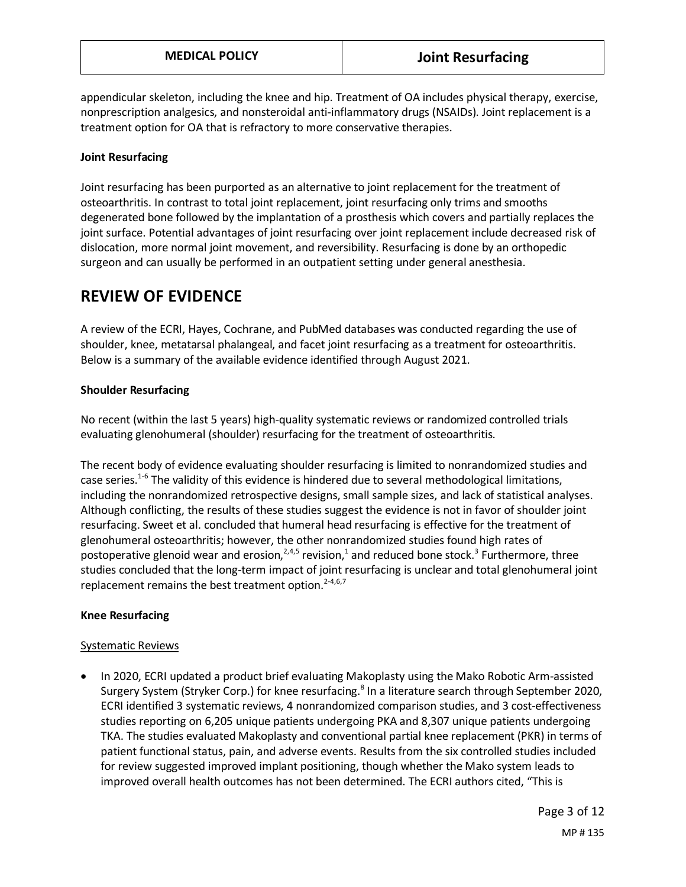appendicular skeleton, including the knee and hip. Treatment of OA includes physical therapy, exercise, nonprescription analgesics, and nonsteroidal anti-inflammatory drugs (NSAIDs). Joint replacement is a treatment option for OA that is refractory to more conservative therapies.

**Joint Resurfacing**

Joint resurfacing has been purported as an alternative to joint replacement for the treatment of osteoarthritis. In contrast to total joint replacement, joint resurfacing only trims and smooths degenerated bone followed by the implantation of a prosthesis which covers and partially replaces the joint surface. Potential advantages of joint resurfacing over joint replacement include decreased risk of dislocation, more normal joint movement, and reversibility. Resurfacing is done by an orthopedic surgeon and can usually be performed in an outpatient setting under general anesthesia.

# REVIEW OF EVIDENCE

A review of the ECRI, Hayes, Cochrane, and PubMed databases was conducted regarding the use of shoulder, knee, metatarsal phalangeal, and facet joint resurfacing as a treatment for osteoarthritis. Below is a summary of the available evidence identified through August 2021.

**Shoulder Resurfacing**

No recent (within the last 5 years) high-quality systematic reviews or randomized controlled trials evaluating glenohumeral (shoulder) resurfacing for the treatment of osteoarthritis.

The recent body of evidence evaluating shoulder resurfacing is limited to nonrandomized studies and case series.[1-6] The validity of this evidence is hindered due to several methodological limitations, including the nonrandomized retrospective designs, small sample sizes, and lack of statistical analyses. Although conflicting, the results of these studies suggest the evidence is not in favor of shoulder joint resurfacing. Sweet et al. concluded that humeral head resurfacing is effective for the treatment of glenohumeral osteoarthritis; however, the other nonrandomized studies found high rates of postoperative glenoid wear and erosion,[2,4,5] revision,[1] and reduced bone stock.[3] Furthermore, three studies concluded that the long-term impact of joint resurfacing is unclear and total glenohumeral joint replacement remains the best treatment option.[2-4,6,7]

**Knee Resurfacing**

Systematic Reviews

- In 2020, ECRI updated a product brief evaluating Makoplasty using the Mako Robotic Arm-assisted Surgery System (Stryker Corp.) for knee resurfacing.[8] In a literature search through September 2020, ECRI identified 3 systematic reviews, 4 nonrandomized comparison studies, and 3 cost-effectiveness studies reporting on 6,205 unique patients undergoing PKA and 8,307 unique patients undergoing TKA. The studies evaluated Makoplasty and conventional partial knee replacement (PKR) in terms of patient functional status, pain, and adverse events. Results from the six controlled studies included for review suggested improved implant positioning, though whether the Mako system leads to improved overall health outcomes has not been determined. The ECRI authors cited, "This is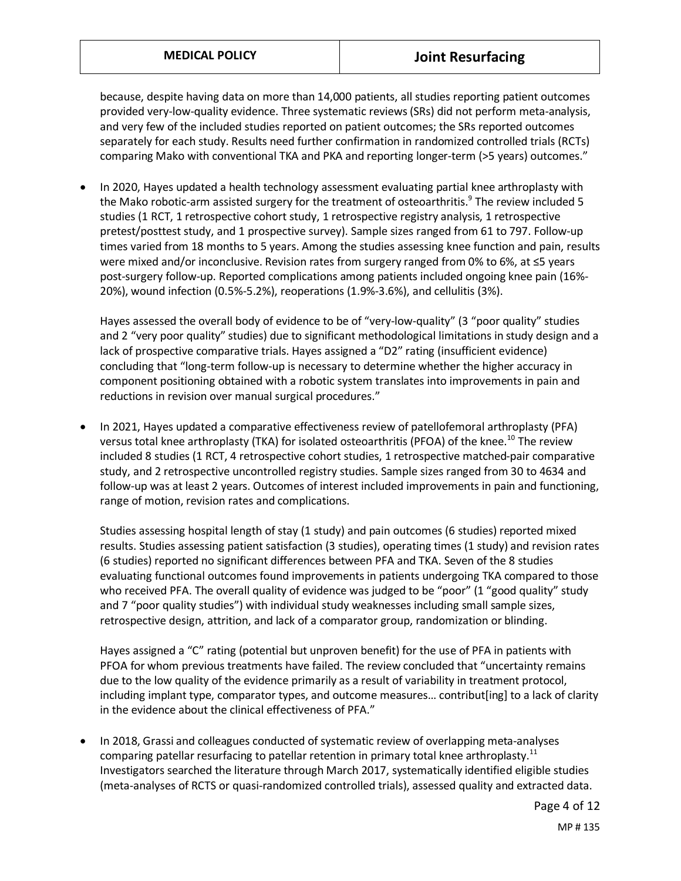because, despite having data on more than 14,000 patients, all studies reporting patient outcomes provided very-low-quality evidence. Three systematic reviews (SRs) did not perform meta-analysis, and very few of the included studies reported on patient outcomes; the SRs reported outcomes separately for each study. Results need further confirmation in randomized controlled trials (RCTs) comparing Mako with conventional TKA and PKA and reporting longer-term (>5 years) outcomes."

- In 2020, Hayes updated a health technology assessment evaluating partial knee arthroplasty with the Mako robotic-arm assisted surgery for the treatment of osteoarthritis.[9] The review included 5 studies (1 RCT, 1 retrospective cohort study, 1 retrospective registry analysis, 1 retrospective pretest/posttest study, and 1 prospective survey). Sample sizes ranged from 61 to 797. Follow-up times varied from 18 months to 5 years. Among the studies assessing knee function and pain, results were mixed and/or inconclusive. Revision rates from surgery ranged from 0% to 6%, at ≤5 years post-surgery follow-up. Reported complications among patients included ongoing knee pain (16%-20%), wound infection (0.5%-5.2%), reoperations (1.9%-3.6%), and cellulitis (3%).

  Hayes assessed the overall body of evidence to be of "very-low-quality" (3 "poor quality" studies and 2 "very poor quality" studies) due to significant methodological limitations in study design and a lack of prospective comparative trials. Hayes assigned a "D2" rating (insufficient evidence) concluding that "long-term follow-up is necessary to determine whether the higher accuracy in component positioning obtained with a robotic system translates into improvements in pain and reductions in revision over manual surgical procedures."

- In 2021, Hayes updated a comparative effectiveness review of patellofemoral arthroplasty (PFA) versus total knee arthroplasty (TKA) for isolated osteoarthritis (PFOA) of the knee.[10] The review included 8 studies (1 RCT, 4 retrospective cohort studies, 1 retrospective matched-pair comparative study, and 2 retrospective uncontrolled registry studies. Sample sizes ranged from 30 to 4634 and follow-up was at least 2 years. Outcomes of interest included improvements in pain and functioning, range of motion, revision rates and complications.

  Studies assessing hospital length of stay (1 study) and pain outcomes (6 studies) reported mixed results. Studies assessing patient satisfaction (3 studies), operating times (1 study) and revision rates (6 studies) reported no significant differences between PFA and TKA. Seven of the 8 studies evaluating functional outcomes found improvements in patients undergoing TKA compared to those who received PFA. The overall quality of evidence was judged to be "poor" (1 "good quality" study and 7 "poor quality studies") with individual study weaknesses including small sample sizes, retrospective design, attrition, and lack of a comparator group, randomization or blinding.

  Hayes assigned a "C" rating (potential but unproven benefit) for the use of PFA in patients with PFOA for whom previous treatments have failed. The review concluded that "uncertainty remains due to the low quality of the evidence primarily as a result of variability in treatment protocol, including implant type, comparator types, and outcome measures… contribut[ing] to a lack of clarity in the evidence about the clinical effectiveness of PFA."

- In 2018, Grassi and colleagues conducted of systematic review of overlapping meta-analyses comparing patellar resurfacing to patellar retention in primary total knee arthroplasty.[11] Investigators searched the literature through March 2017, systematically identified eligible studies (meta-analyses of RCTS or quasi-randomized controlled trials), assessed quality and extracted data.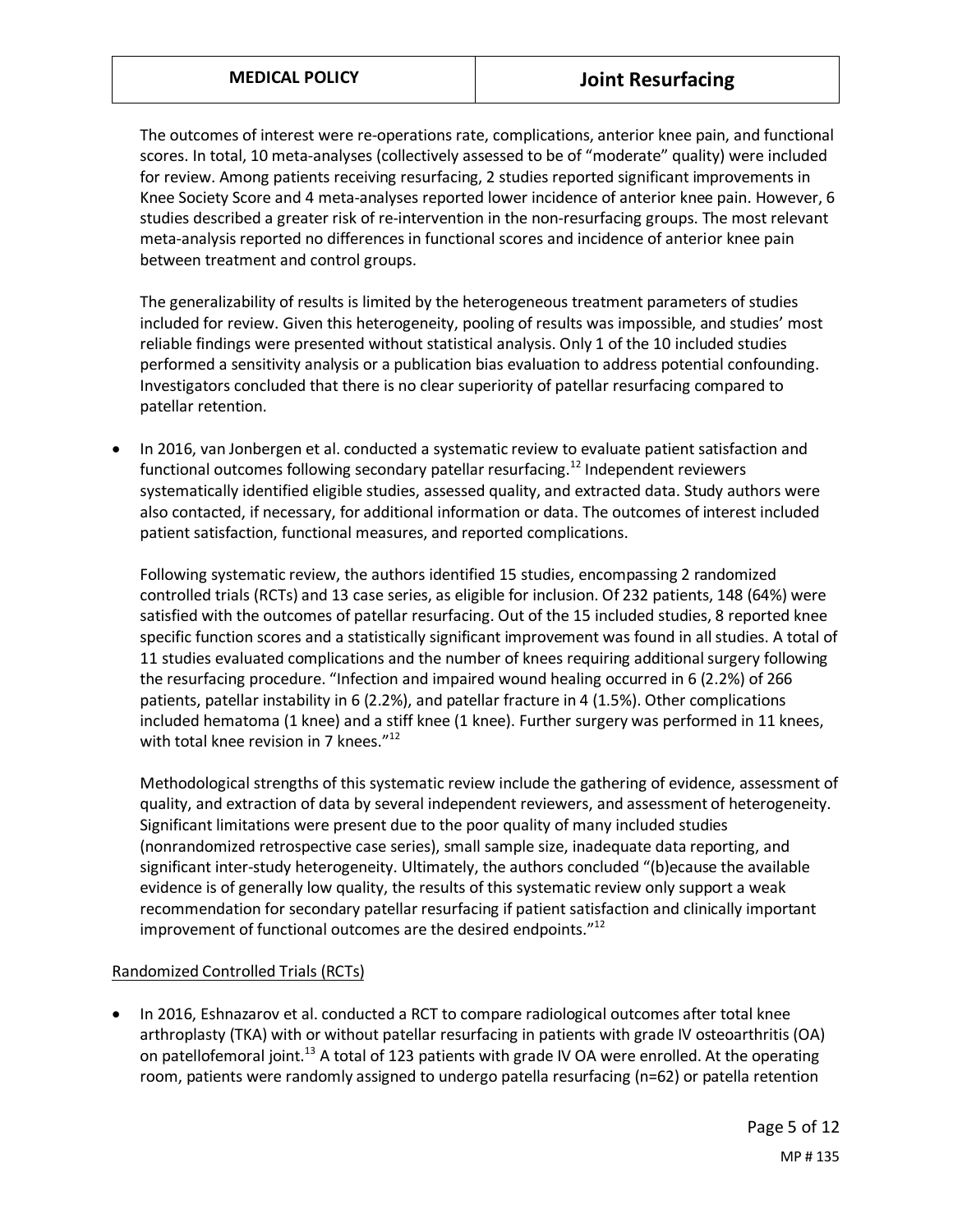The outcomes of interest were re-operations rate, complications, anterior knee pain, and functional scores. In total, 10 meta-analyses (collectively assessed to be of "moderate" quality) were included for review. Among patients receiving resurfacing, 2 studies reported significant improvements in Knee Society Score and 4 meta-analyses reported lower incidence of anterior knee pain. However, 6 studies described a greater risk of re-intervention in the non-resurfacing groups. The most relevant meta-analysis reported no differences in functional scores and incidence of anterior knee pain between treatment and control groups.

The generalizability of results is limited by the heterogeneous treatment parameters of studies included for review. Given this heterogeneity, pooling of results was impossible, and studies' most reliable findings were presented without statistical analysis. Only 1 of the 10 included studies performed a sensitivity analysis or a publication bias evaluation to address potential confounding. Investigators concluded that there is no clear superiority of patellar resurfacing compared to patellar retention.

- In 2016, van Jonbergen et al. conducted a systematic review to evaluate patient satisfaction and functional outcomes following secondary patellar resurfacing.[12] Independent reviewers systematically identified eligible studies, assessed quality, and extracted data. Study authors were also contacted, if necessary, for additional information or data. The outcomes of interest included patient satisfaction, functional measures, and reported complications.

  Following systematic review, the authors identified 15 studies, encompassing 2 randomized controlled trials (RCTs) and 13 case series, as eligible for inclusion. Of 232 patients, 148 (64%) were satisfied with the outcomes of patellar resurfacing. Out of the 15 included studies, 8 reported knee specific function scores and a statistically significant improvement was found in all studies. A total of 11 studies evaluated complications and the number of knees requiring additional surgery following the resurfacing procedure. "Infection and impaired wound healing occurred in 6 (2.2%) of 266 patients, patellar instability in 6 (2.2%), and patellar fracture in 4 (1.5%). Other complications included hematoma (1 knee) and a stiff knee (1 knee). Further surgery was performed in 11 knees, with total knee revision in 7 knees."[12]

  Methodological strengths of this systematic review include the gathering of evidence, assessment of quality, and extraction of data by several independent reviewers, and assessment of heterogeneity. Significant limitations were present due to the poor quality of many included studies (nonrandomized retrospective case series), small sample size, inadequate data reporting, and significant inter-study heterogeneity. Ultimately, the authors concluded "(b)ecause the available evidence is of generally low quality, the results of this systematic review only support a weak recommendation for secondary patellar resurfacing if patient satisfaction and clinically important improvement of functional outcomes are the desired endpoints."[12]

<u>Randomized Controlled Trials (RCTs)</u>

- In 2016, Eshnazarov et al. conducted a RCT to compare radiological outcomes after total knee arthroplasty (TKA) with or without patellar resurfacing in patients with grade IV osteoarthritis (OA) on patellofemoral joint.[13] A total of 123 patients with grade IV OA were enrolled. At the operating room, patients were randomly assigned to undergo patella resurfacing (n=62) or patella retention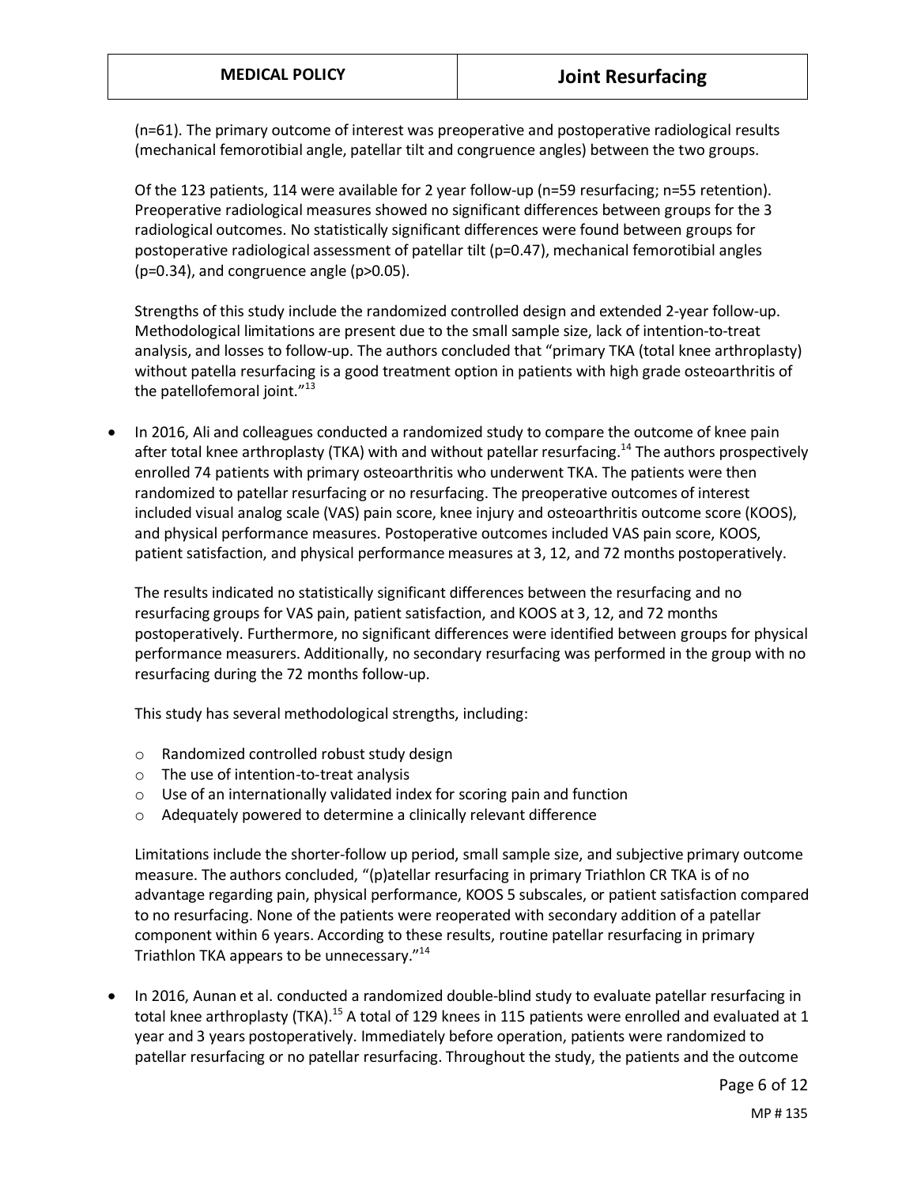(n=61). The primary outcome of interest was preoperative and postoperative radiological results (mechanical femorotibial angle, patellar tilt and congruence angles) between the two groups.

Of the 123 patients, 114 were available for 2 year follow-up (n=59 resurfacing; n=55 retention). Preoperative radiological measures showed no significant differences between groups for the 3 radiological outcomes. No statistically significant differences were found between groups for postoperative radiological assessment of patellar tilt (p=0.47), mechanical femorotibial angles (p=0.34), and congruence angle (p>0.05).

Strengths of this study include the randomized controlled design and extended 2-year follow-up. Methodological limitations are present due to the small sample size, lack of intention-to-treat analysis, and losses to follow-up. The authors concluded that "primary TKA (total knee arthroplasty) without patella resurfacing is a good treatment option in patients with high grade osteoarthritis of the patellofemoral joint."[13]

- In 2016, Ali and colleagues conducted a randomized study to compare the outcome of knee pain after total knee arthroplasty (TKA) with and without patellar resurfacing.[14] The authors prospectively enrolled 74 patients with primary osteoarthritis who underwent TKA. The patients were then randomized to patellar resurfacing or no resurfacing. The preoperative outcomes of interest included visual analog scale (VAS) pain score, knee injury and osteoarthritis outcome score (KOOS), and physical performance measures. Postoperative outcomes included VAS pain score, KOOS, patient satisfaction, and physical performance measures at 3, 12, and 72 months postoperatively.

  The results indicated no statistically significant differences between the resurfacing and no resurfacing groups for VAS pain, patient satisfaction, and KOOS at 3, 12, and 72 months postoperatively. Furthermore, no significant differences were identified between groups for physical performance measurers. Additionally, no secondary resurfacing was performed in the group with no resurfacing during the 72 months follow-up.

  This study has several methodological strengths, including:

  - Randomized controlled robust study design
  - The use of intention-to-treat analysis
  - Use of an internationally validated index for scoring pain and function
  - Adequately powered to determine a clinically relevant difference

  Limitations include the shorter-follow up period, small sample size, and subjective primary outcome measure. The authors concluded, "(p)atellar resurfacing in primary Triathlon CR TKA is of no advantage regarding pain, physical performance, KOOS 5 subscales, or patient satisfaction compared to no resurfacing. None of the patients were reoperated with secondary addition of a patellar component within 6 years. According to these results, routine patellar resurfacing in primary Triathlon TKA appears to be unnecessary."[14]

- In 2016, Aunan et al. conducted a randomized double-blind study to evaluate patellar resurfacing in total knee arthroplasty (TKA).[15] A total of 129 knees in 115 patients were enrolled and evaluated at 1 year and 3 years postoperatively. Immediately before operation, patients were randomized to patellar resurfacing or no patellar resurfacing. Throughout the study, the patients and the outcome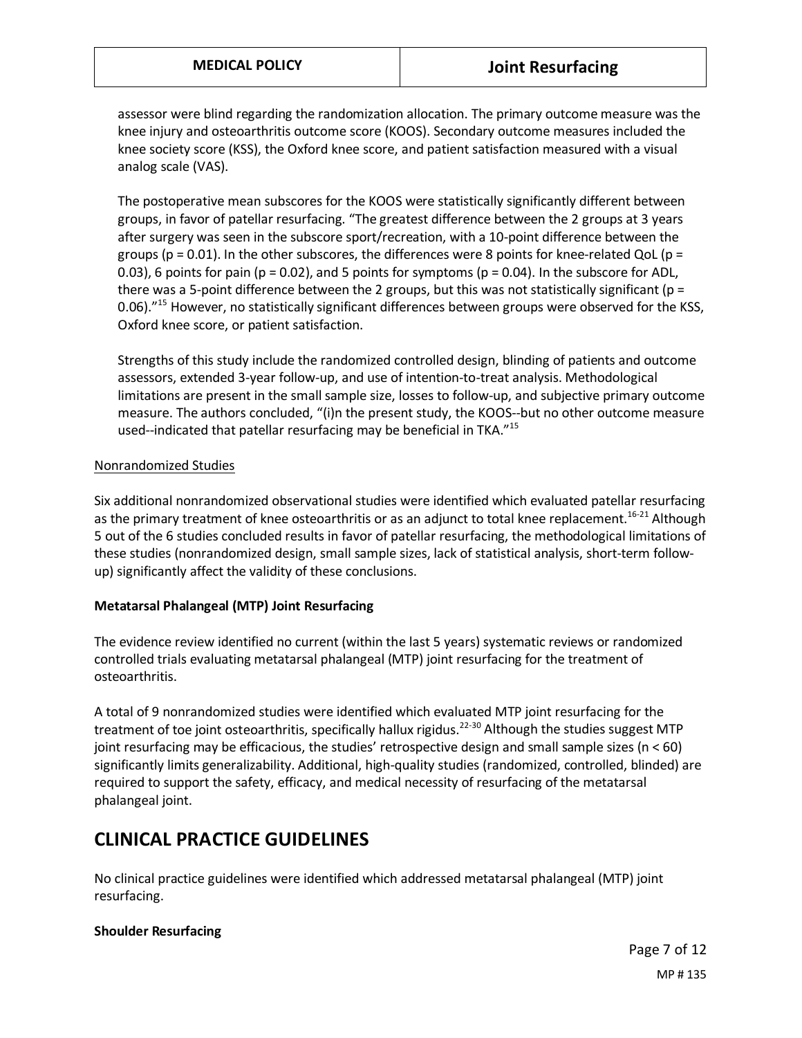assessor were blind regarding the randomization allocation. The primary outcome measure was the knee injury and osteoarthritis outcome score (KOOS). Secondary outcome measures included the knee society score (KSS), the Oxford knee score, and patient satisfaction measured with a visual analog scale (VAS).

The postoperative mean subscores for the KOOS were statistically significantly different between groups, in favor of patellar resurfacing. "The greatest difference between the 2 groups at 3 years after surgery was seen in the subscore sport/recreation, with a 10-point difference between the groups ($p = 0.01$). In the other subscores, the differences were 8 points for knee-related QoL ($p = 0.03$), 6 points for pain ($p = 0.02$), and 5 points for symptoms ($p = 0.04$). In the subscore for ADL, there was a 5-point difference between the 2 groups, but this was not statistically significant ($p = 0.06$)."[15] However, no statistically significant differences between groups were observed for the KSS, Oxford knee score, or patient satisfaction.

Strengths of this study include the randomized controlled design, blinding of patients and outcome assessors, extended 3-year follow-up, and use of intention-to-treat analysis. Methodological limitations are present in the small sample size, losses to follow-up, and subjective primary outcome measure. The authors concluded, "(i)n the present study, the KOOS--but no other outcome measure used--indicated that patellar resurfacing may be beneficial in TKA."[15]

Nonrandomized Studies

Six additional nonrandomized observational studies were identified which evaluated patellar resurfacing as the primary treatment of knee osteoarthritis or as an adjunct to total knee replacement.[16-21] Although 5 out of the 6 studies concluded results in favor of patellar resurfacing, the methodological limitations of these studies (nonrandomized design, small sample sizes, lack of statistical analysis, short-term follow-up) significantly affect the validity of these conclusions.

**Metatarsal Phalangeal (MTP) Joint Resurfacing**

The evidence review identified no current (within the last 5 years) systematic reviews or randomized controlled trials evaluating metatarsal phalangeal (MTP) joint resurfacing for the treatment of osteoarthritis.

A total of 9 nonrandomized studies were identified which evaluated MTP joint resurfacing for the treatment of toe joint osteoarthritis, specifically hallux rigidus.[22-30] Although the studies suggest MTP joint resurfacing may be efficacious, the studies' retrospective design and small sample sizes ($n < 60$) significantly limits generalizability. Additional, high-quality studies (randomized, controlled, blinded) are required to support the safety, efficacy, and medical necessity of resurfacing of the metatarsal phalangeal joint.

## CLINICAL PRACTICE GUIDELINES

No clinical practice guidelines were identified which addressed metatarsal phalangeal (MTP) joint resurfacing.

**Shoulder Resurfacing**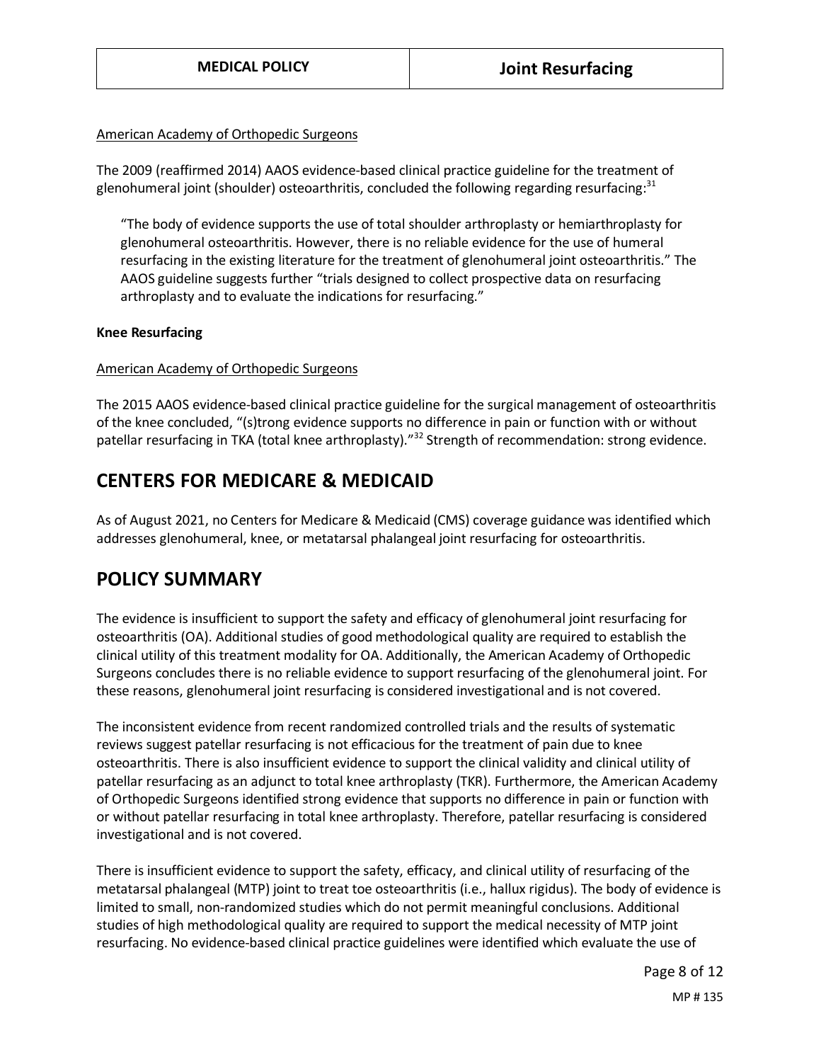American Academy of Orthopedic Surgeons

The 2009 (reaffirmed 2014) AAOS evidence-based clinical practice guideline for the treatment of glenohumeral joint (shoulder) osteoarthritis, concluded the following regarding resurfacing:[31]

> "The body of evidence supports the use of total shoulder arthroplasty or hemiarthroplasty for glenohumeral osteoarthritis. However, there is no reliable evidence for the use of humeral resurfacing in the existing literature for the treatment of glenohumeral joint osteoarthritis." The AAOS guideline suggests further "trials designed to collect prospective data on resurfacing arthroplasty and to evaluate the indications for resurfacing."

**Knee Resurfacing**

American Academy of Orthopedic Surgeons

The 2015 AAOS evidence-based clinical practice guideline for the surgical management of osteoarthritis of the knee concluded, "(s)trong evidence supports no difference in pain or function with or without patellar resurfacing in TKA (total knee arthroplasty)."[32] Strength of recommendation: strong evidence.

## CENTERS FOR MEDICARE & MEDICAID

As of August 2021, no Centers for Medicare & Medicaid (CMS) coverage guidance was identified which addresses glenohumeral, knee, or metatarsal phalangeal joint resurfacing for osteoarthritis.

## POLICY SUMMARY

The evidence is insufficient to support the safety and efficacy of glenohumeral joint resurfacing for osteoarthritis (OA). Additional studies of good methodological quality are required to establish the clinical utility of this treatment modality for OA. Additionally, the American Academy of Orthopedic Surgeons concludes there is no reliable evidence to support resurfacing of the glenohumeral joint. For these reasons, glenohumeral joint resurfacing is considered investigational and is not covered.

The inconsistent evidence from recent randomized controlled trials and the results of systematic reviews suggest patellar resurfacing is not efficacious for the treatment of pain due to knee osteoarthritis. There is also insufficient evidence to support the clinical validity and clinical utility of patellar resurfacing as an adjunct to total knee arthroplasty (TKR). Furthermore, the American Academy of Orthopedic Surgeons identified strong evidence that supports no difference in pain or function with or without patellar resurfacing in total knee arthroplasty. Therefore, patellar resurfacing is considered investigational and is not covered.

There is insufficient evidence to support the safety, efficacy, and clinical utility of resurfacing of the metatarsal phalangeal (MTP) joint to treat toe osteoarthritis (i.e., hallux rigidus). The body of evidence is limited to small, non-randomized studies which do not permit meaningful conclusions. Additional studies of high methodological quality are required to support the medical necessity of MTP joint resurfacing. No evidence-based clinical practice guidelines were identified which evaluate the use of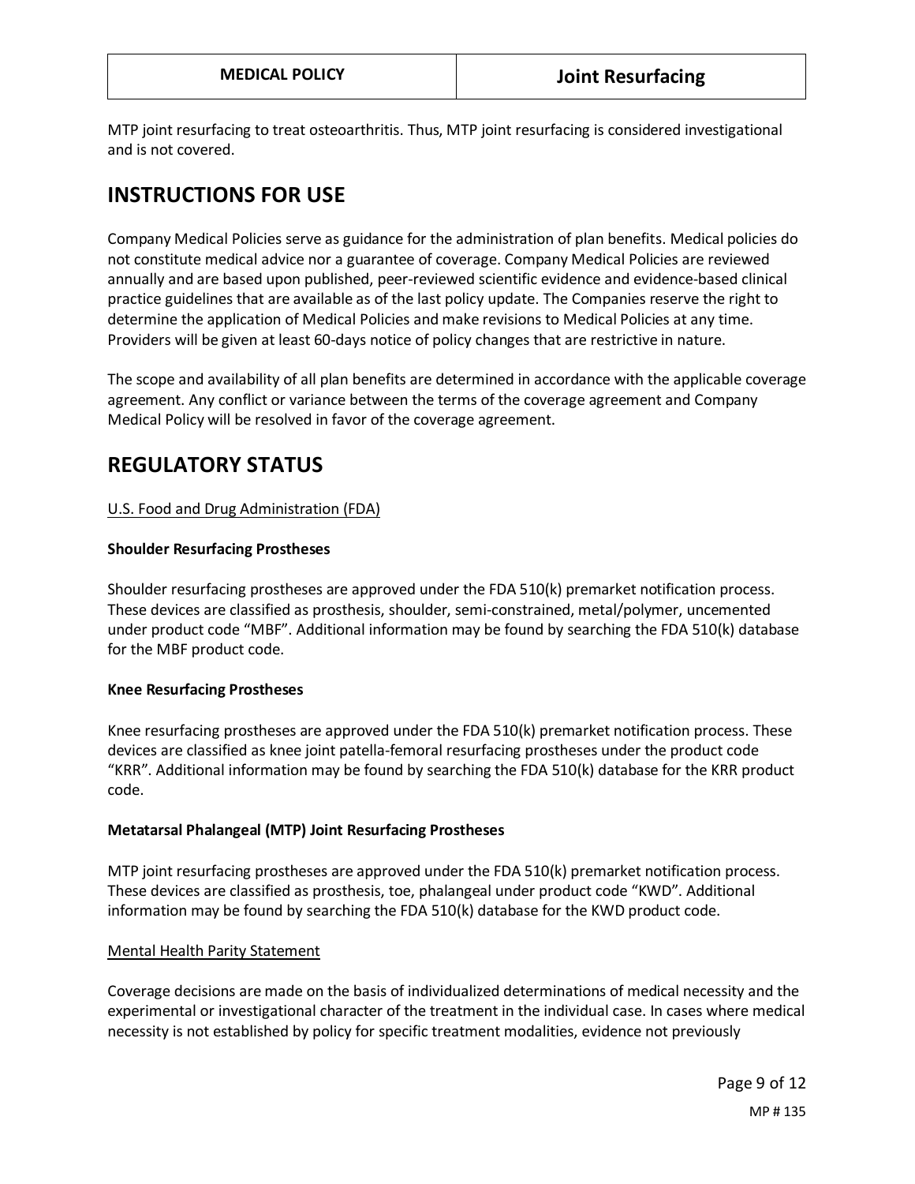MTP joint resurfacing to treat osteoarthritis. Thus, MTP joint resurfacing is considered investigational and is not covered.

# INSTRUCTIONS FOR USE

Company Medical Policies serve as guidance for the administration of plan benefits. Medical policies do not constitute medical advice nor a guarantee of coverage. Company Medical Policies are reviewed annually and are based upon published, peer-reviewed scientific evidence and evidence-based clinical practice guidelines that are available as of the last policy update. The Companies reserve the right to determine the application of Medical Policies and make revisions to Medical Policies at any time. Providers will be given at least 60-days notice of policy changes that are restrictive in nature.

The scope and availability of all plan benefits are determined in accordance with the applicable coverage agreement. Any conflict or variance between the terms of the coverage agreement and Company Medical Policy will be resolved in favor of the coverage agreement.

# REGULATORY STATUS

U.S. Food and Drug Administration (FDA)

**Shoulder Resurfacing Prostheses**

Shoulder resurfacing prostheses are approved under the FDA 510(k) premarket notification process. These devices are classified as prosthesis, shoulder, semi-constrained, metal/polymer, uncemented under product code "MBF". Additional information may be found by searching the FDA 510(k) database for the MBF product code.

**Knee Resurfacing Prostheses**

Knee resurfacing prostheses are approved under the FDA 510(k) premarket notification process. These devices are classified as knee joint patella-femoral resurfacing prostheses under the product code "KRR". Additional information may be found by searching the FDA 510(k) database for the KRR product code.

**Metatarsal Phalangeal (MTP) Joint Resurfacing Prostheses**

MTP joint resurfacing prostheses are approved under the FDA 510(k) premarket notification process. These devices are classified as prosthesis, toe, phalangeal under product code "KWD". Additional information may be found by searching the FDA 510(k) database for the KWD product code.

Mental Health Parity Statement

Coverage decisions are made on the basis of individualized determinations of medical necessity and the experimental or investigational character of the treatment in the individual case. In cases where medical necessity is not established by policy for specific treatment modalities, evidence not previously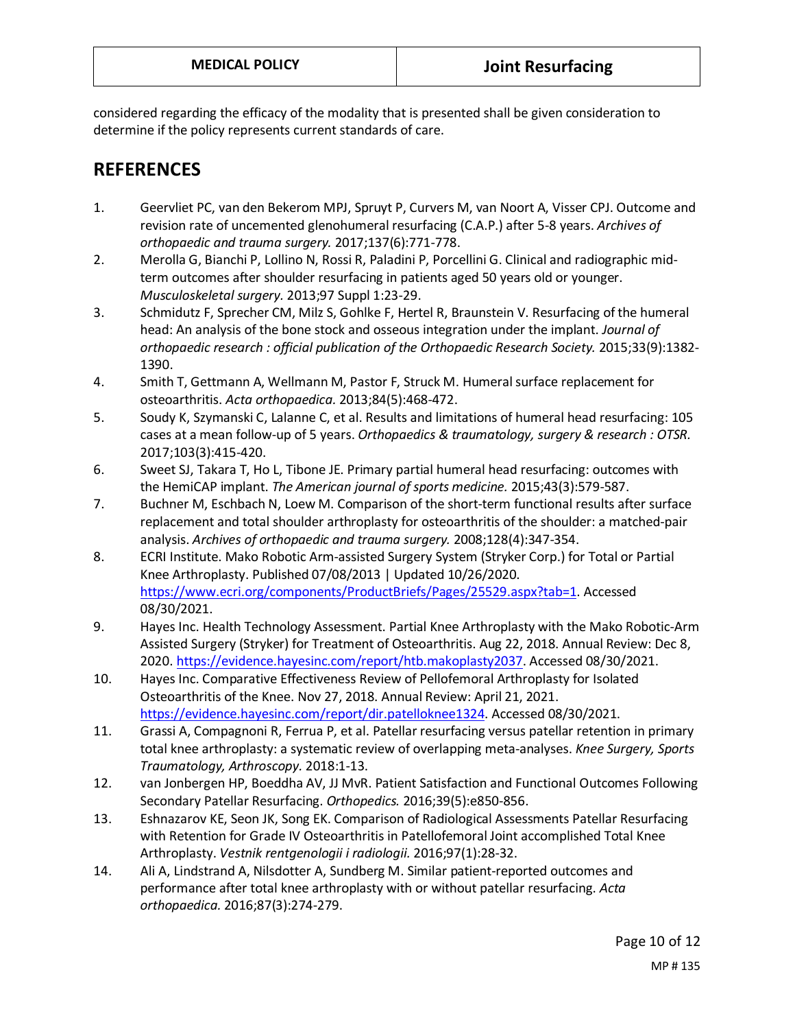considered regarding the efficacy of the modality that is presented shall be given consideration to determine if the policy represents current standards of care.

## REFERENCES

1. Geervliet PC, van den Bekerom MPJ, Spruyt P, Curvers M, van Noort A, Visser CPJ. Outcome and revision rate of uncemented glenohumeral resurfacing (C.A.P.) after 5-8 years. *Archives of orthopaedic and trauma surgery.* 2017;137(6):771-778.
2. Merolla G, Bianchi P, Lollino N, Rossi R, Paladini P, Porcellini G. Clinical and radiographic mid-term outcomes after shoulder resurfacing in patients aged 50 years old or younger. *Musculoskeletal surgery.* 2013;97 Suppl 1:23-29.
3. Schmidutz F, Sprecher CM, Milz S, Gohlke F, Hertel R, Braunstein V. Resurfacing of the humeral head: An analysis of the bone stock and osseous integration under the implant. *Journal of orthopaedic research : official publication of the Orthopaedic Research Society.* 2015;33(9):1382-1390.
4. Smith T, Gettmann A, Wellmann M, Pastor F, Struck M. Humeral surface replacement for osteoarthritis. *Acta orthopaedica.* 2013;84(5):468-472.
5. Soudy K, Szymanski C, Lalanne C, et al. Results and limitations of humeral head resurfacing: 105 cases at a mean follow-up of 5 years. *Orthopaedics & traumatology, surgery & research : OTSR.* 2017;103(3):415-420.
6. Sweet SJ, Takara T, Ho L, Tibone JE. Primary partial humeral head resurfacing: outcomes with the HemiCAP implant. *The American journal of sports medicine.* 2015;43(3):579-587.
7. Buchner M, Eschbach N, Loew M. Comparison of the short-term functional results after surface replacement and total shoulder arthroplasty for osteoarthritis of the shoulder: a matched-pair analysis. *Archives of orthopaedic and trauma surgery.* 2008;128(4):347-354.
8. ECRI Institute. Mako Robotic Arm-assisted Surgery System (Stryker Corp.) for Total or Partial Knee Arthroplasty. Published 07/08/2013 | Updated 10/26/2020. https://www.ecri.org/components/ProductBriefs/Pages/25529.aspx?tab=1. Accessed 08/30/2021.
9. Hayes Inc. Health Technology Assessment. Partial Knee Arthroplasty with the Mako Robotic-Arm Assisted Surgery (Stryker) for Treatment of Osteoarthritis. Aug 22, 2018. Annual Review: Dec 8, 2020. https://evidence.hayesinc.com/report/htb.makoplasty2037. Accessed 08/30/2021.
10. Hayes Inc. Comparative Effectiveness Review of Pellofemoral Arthroplasty for Isolated Osteoarthritis of the Knee. Nov 27, 2018. Annual Review: April 21, 2021. https://evidence.hayesinc.com/report/dir.patelloknee1324. Accessed 08/30/2021.
11. Grassi A, Compagnoni R, Ferrua P, et al. Patellar resurfacing versus patellar retention in primary total knee arthroplasty: a systematic review of overlapping meta-analyses. *Knee Surgery, Sports Traumatology, Arthroscopy.* 2018:1-13.
12. van Jonbergen HP, Boeddha AV, JJ MvR. Patient Satisfaction and Functional Outcomes Following Secondary Patellar Resurfacing. *Orthopedics.* 2016;39(5):e850-856.
13. Eshnazarov KE, Seon JK, Song EK. Comparison of Radiological Assessments Patellar Resurfacing with Retention for Grade IV Osteoarthritis in Patellofemoral Joint accomplished Total Knee Arthroplasty. *Vestnik rentgenologii i radiologii.* 2016;97(1):28-32.
14. Ali A, Lindstrand A, Nilsdotter A, Sundberg M. Similar patient-reported outcomes and performance after total knee arthroplasty with or without patellar resurfacing. *Acta orthopaedica.* 2016;87(3):274-279.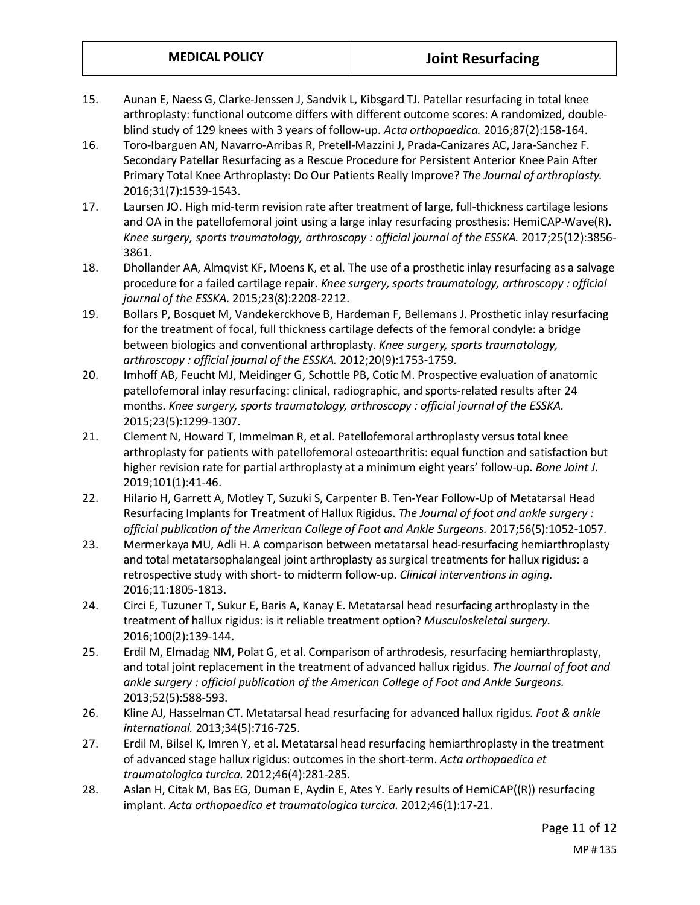15. Aunan E, Naess G, Clarke-Jenssen J, Sandvik L, Kibsgard TJ. Patellar resurfacing in total knee arthroplasty: functional outcome differs with different outcome scores: A randomized, double-blind study of 129 knees with 3 years of follow-up. *Acta orthopaedica.* 2016;87(2):158-164.
16. Toro-Ibarguen AN, Navarro-Arribas R, Pretell-Mazzini J, Prada-Canizares AC, Jara-Sanchez F. Secondary Patellar Resurfacing as a Rescue Procedure for Persistent Anterior Knee Pain After Primary Total Knee Arthroplasty: Do Our Patients Really Improve? *The Journal of arthroplasty.* 2016;31(7):1539-1543.
17. Laursen JO. High mid-term revision rate after treatment of large, full-thickness cartilage lesions and OA in the patellofemoral joint using a large inlay resurfacing prosthesis: HemiCAP-Wave(R). *Knee surgery, sports traumatology, arthroscopy : official journal of the ESSKA.* 2017;25(12):3856-3861.
18. Dhollander AA, Almqvist KF, Moens K, et al. The use of a prosthetic inlay resurfacing as a salvage procedure for a failed cartilage repair. *Knee surgery, sports traumatology, arthroscopy : official journal of the ESSKA.* 2015;23(8):2208-2212.
19. Bollars P, Bosquet M, Vandekerckhove B, Hardeman F, Bellemans J. Prosthetic inlay resurfacing for the treatment of focal, full thickness cartilage defects of the femoral condyle: a bridge between biologics and conventional arthroplasty. *Knee surgery, sports traumatology, arthroscopy : official journal of the ESSKA.* 2012;20(9):1753-1759.
20. Imhoff AB, Feucht MJ, Meidinger G, Schottle PB, Cotic M. Prospective evaluation of anatomic patellofemoral inlay resurfacing: clinical, radiographic, and sports-related results after 24 months. *Knee surgery, sports traumatology, arthroscopy : official journal of the ESSKA.* 2015;23(5):1299-1307.
21. Clement N, Howard T, Immelman R, et al. Patellofemoral arthroplasty versus total knee arthroplasty for patients with patellofemoral osteoarthritis: equal function and satisfaction but higher revision rate for partial arthroplasty at a minimum eight years' follow-up. *Bone Joint J.* 2019;101(1):41-46.
22. Hilario H, Garrett A, Motley T, Suzuki S, Carpenter B. Ten-Year Follow-Up of Metatarsal Head Resurfacing Implants for Treatment of Hallux Rigidus. *The Journal of foot and ankle surgery : official publication of the American College of Foot and Ankle Surgeons.* 2017;56(5):1052-1057.
23. Mermerkaya MU, Adli H. A comparison between metatarsal head-resurfacing hemiarthroplasty and total metatarsophalangeal joint arthroplasty as surgical treatments for hallux rigidus: a retrospective study with short- to midterm follow-up. *Clinical interventions in aging.* 2016;11:1805-1813.
24. Circi E, Tuzuner T, Sukur E, Baris A, Kanay E. Metatarsal head resurfacing arthroplasty in the treatment of hallux rigidus: is it reliable treatment option? *Musculoskeletal surgery.* 2016;100(2):139-144.
25. Erdil M, Elmadag NM, Polat G, et al. Comparison of arthrodesis, resurfacing hemiarthroplasty, and total joint replacement in the treatment of advanced hallux rigidus. *The Journal of foot and ankle surgery : official publication of the American College of Foot and Ankle Surgeons.* 2013;52(5):588-593.
26. Kline AJ, Hasselman CT. Metatarsal head resurfacing for advanced hallux rigidus. *Foot & ankle international.* 2013;34(5):716-725.
27. Erdil M, Bilsel K, Imren Y, et al. Metatarsal head resurfacing hemiarthroplasty in the treatment of advanced stage hallux rigidus: outcomes in the short-term. *Acta orthopaedica et traumatologica turcica.* 2012;46(4):281-285.
28. Aslan H, Citak M, Bas EG, Duman E, Aydin E, Ates Y. Early results of HemiCAP((R)) resurfacing implant. *Acta orthopaedica et traumatologica turcica.* 2012;46(1):17-21.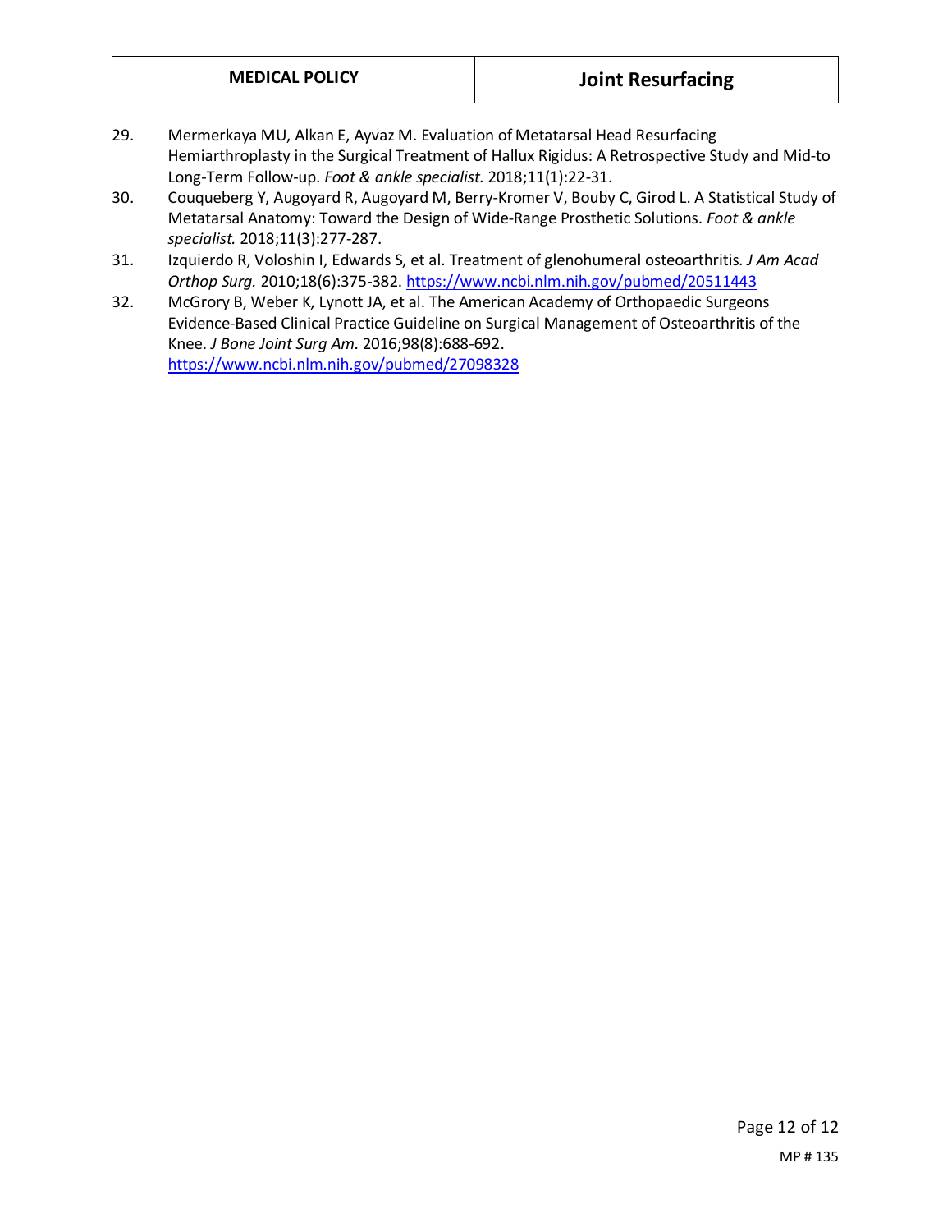29. Mermerkaya MU, Alkan E, Ayvaz M. Evaluation of Metatarsal Head Resurfacing Hemiarthroplasty in the Surgical Treatment of Hallux Rigidus: A Retrospective Study and Mid-to Long-Term Follow-up. *Foot & ankle specialist.* 2018;11(1):22-31.
30. Couqueberg Y, Augoyard R, Augoyard M, Berry-Kromer V, Bouby C, Girod L. A Statistical Study of Metatarsal Anatomy: Toward the Design of Wide-Range Prosthetic Solutions. *Foot & ankle specialist.* 2018;11(3):277-287.
31. Izquierdo R, Voloshin I, Edwards S, et al. Treatment of glenohumeral osteoarthritis. *J Am Acad Orthop Surg.* 2010;18(6):375-382. https://www.ncbi.nlm.nih.gov/pubmed/20511443
32. McGrory B, Weber K, Lynott JA, et al. The American Academy of Orthopaedic Surgeons Evidence-Based Clinical Practice Guideline on Surgical Management of Osteoarthritis of the Knee. *J Bone Joint Surg Am.* 2016;98(8):688-692. https://www.ncbi.nlm.nih.gov/pubmed/27098328